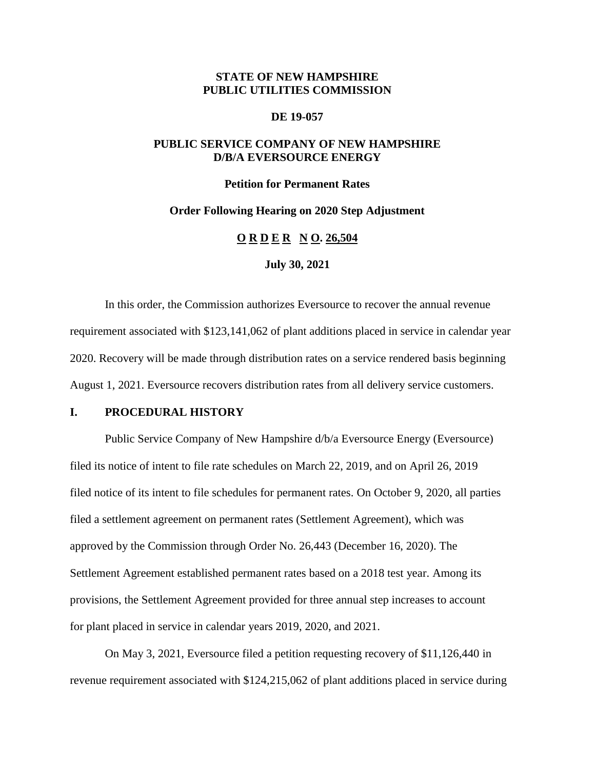**STATE OF NEW HAMPSHIRE**
**PUBLIC UTILITIES COMMISSION**

**DE 19-057**

**PUBLIC SERVICE COMPANY OF NEW HAMPSHIRE**
**D/B/A EVERSOURCE ENERGY**

**Petition for Permanent Rates**

**Order Following Hearing on 2020 Step Adjustment**

**O R D E R N O. 26,504**

**July 30, 2021**

In this order, the Commission authorizes Eversource to recover the annual revenue requirement associated with $123,141,062 of plant additions placed in service in calendar year 2020. Recovery will be made through distribution rates on a service rendered basis beginning August 1, 2021. Eversource recovers distribution rates from all delivery service customers.

## I. PROCEDURAL HISTORY

Public Service Company of New Hampshire d/b/a Eversource Energy (Eversource) filed its notice of intent to file rate schedules on March 22, 2019, and on April 26, 2019 filed notice of its intent to file schedules for permanent rates. On October 9, 2020, all parties filed a settlement agreement on permanent rates (Settlement Agreement), which was approved by the Commission through Order No. 26,443 (December 16, 2020). The Settlement Agreement established permanent rates based on a 2018 test year. Among its provisions, the Settlement Agreement provided for three annual step increases to account for plant placed in service in calendar years 2019, 2020, and 2021.

On May 3, 2021, Eversource filed a petition requesting recovery of $11,126,440 in revenue requirement associated with $124,215,062 of plant additions placed in service during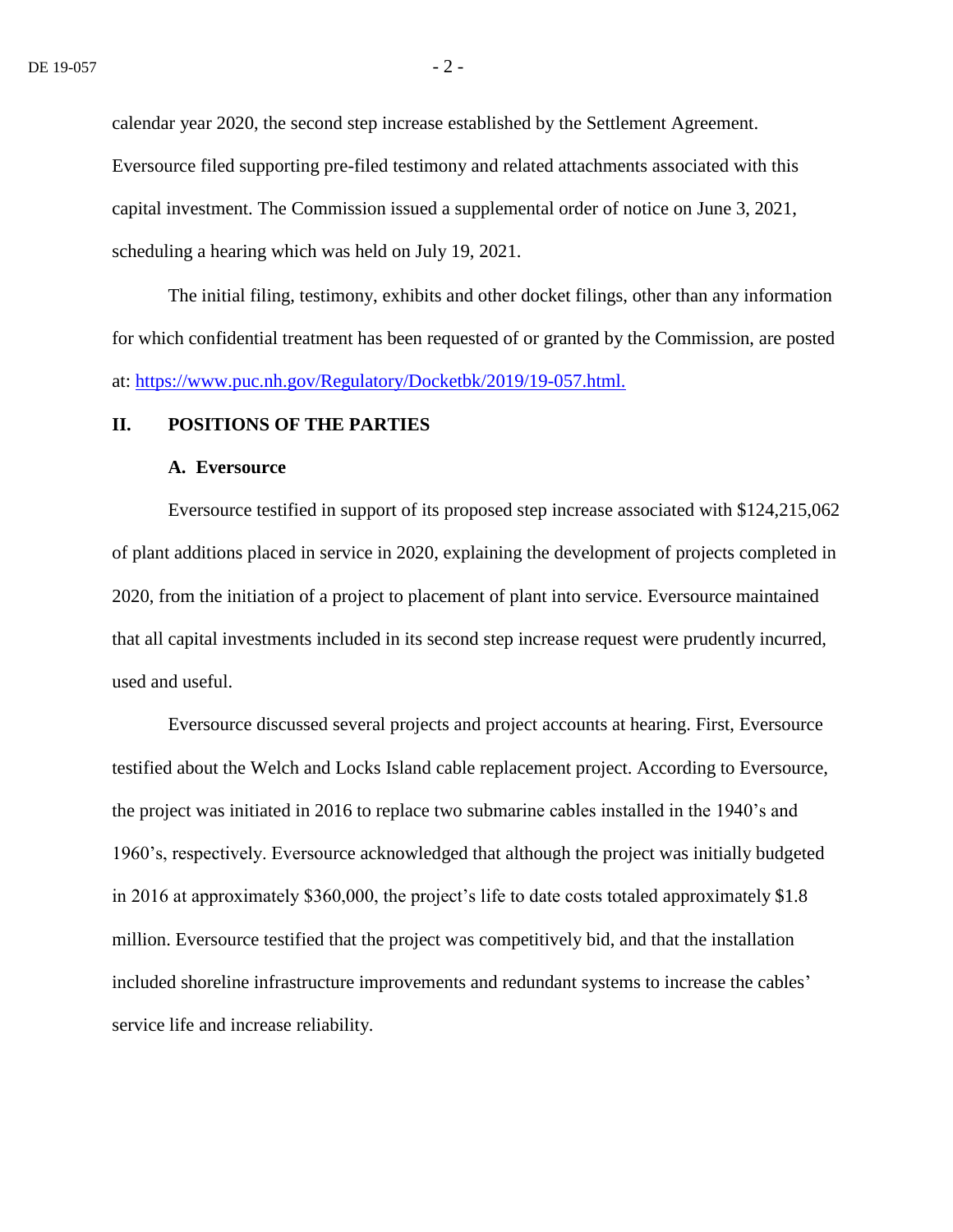calendar year 2020, the second step increase established by the Settlement Agreement. Eversource filed supporting pre-filed testimony and related attachments associated with this capital investment. The Commission issued a supplemental order of notice on June 3, 2021, scheduling a hearing which was held on July 19, 2021.

The initial filing, testimony, exhibits and other docket filings, other than any information for which confidential treatment has been requested of or granted by the Commission, are posted at: https://www.puc.nh.gov/Regulatory/Docketbk/2019/19-057.html.

## II. POSITIONS OF THE PARTIES

### A. Eversource

Eversource testified in support of its proposed step increase associated with $124,215,062 of plant additions placed in service in 2020, explaining the development of projects completed in 2020, from the initiation of a project to placement of plant into service. Eversource maintained that all capital investments included in its second step increase request were prudently incurred, used and useful.

Eversource discussed several projects and project accounts at hearing. First, Eversource testified about the Welch and Locks Island cable replacement project. According to Eversource, the project was initiated in 2016 to replace two submarine cables installed in the 1940's and 1960's, respectively. Eversource acknowledged that although the project was initially budgeted in 2016 at approximately $360,000, the project's life to date costs totaled approximately $1.8 million. Eversource testified that the project was competitively bid, and that the installation included shoreline infrastructure improvements and redundant systems to increase the cables' service life and increase reliability.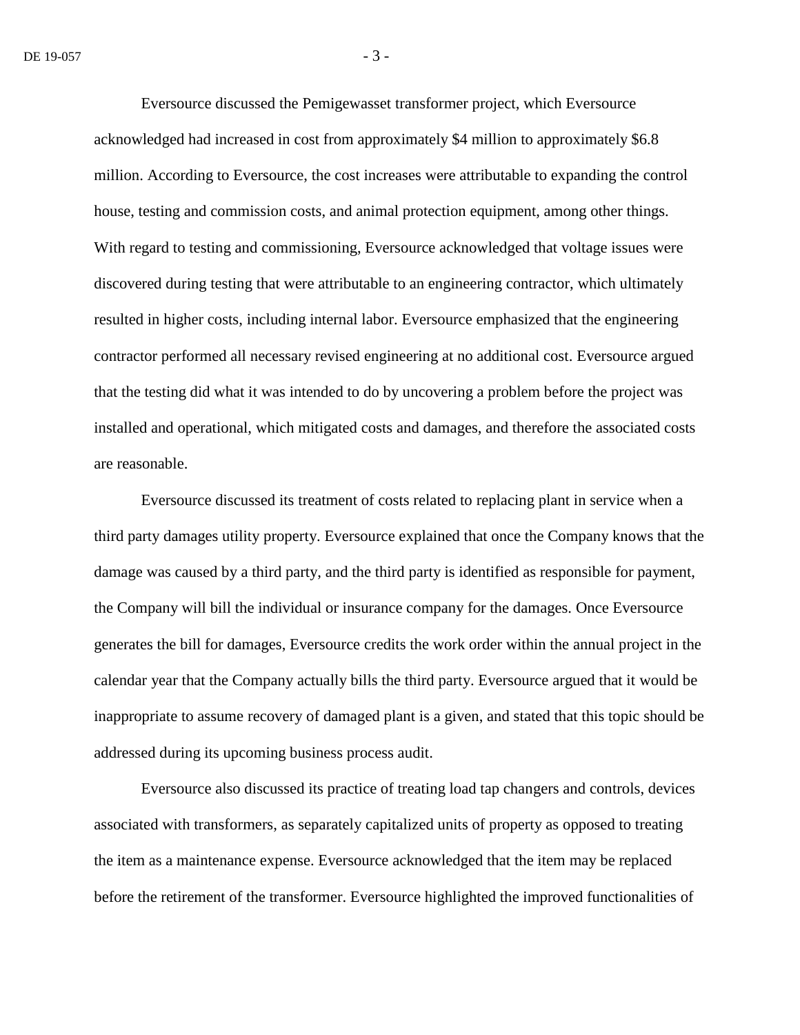Eversource discussed the Pemigewasset transformer project, which Eversource acknowledged had increased in cost from approximately $4 million to approximately $6.8 million. According to Eversource, the cost increases were attributable to expanding the control house, testing and commission costs, and animal protection equipment, among other things. With regard to testing and commissioning, Eversource acknowledged that voltage issues were discovered during testing that were attributable to an engineering contractor, which ultimately resulted in higher costs, including internal labor. Eversource emphasized that the engineering contractor performed all necessary revised engineering at no additional cost. Eversource argued that the testing did what it was intended to do by uncovering a problem before the project was installed and operational, which mitigated costs and damages, and therefore the associated costs are reasonable.

Eversource discussed its treatment of costs related to replacing plant in service when a third party damages utility property. Eversource explained that once the Company knows that the damage was caused by a third party, and the third party is identified as responsible for payment, the Company will bill the individual or insurance company for the damages. Once Eversource generates the bill for damages, Eversource credits the work order within the annual project in the calendar year that the Company actually bills the third party. Eversource argued that it would be inappropriate to assume recovery of damaged plant is a given, and stated that this topic should be addressed during its upcoming business process audit.

Eversource also discussed its practice of treating load tap changers and controls, devices associated with transformers, as separately capitalized units of property as opposed to treating the item as a maintenance expense. Eversource acknowledged that the item may be replaced before the retirement of the transformer. Eversource highlighted the improved functionalities of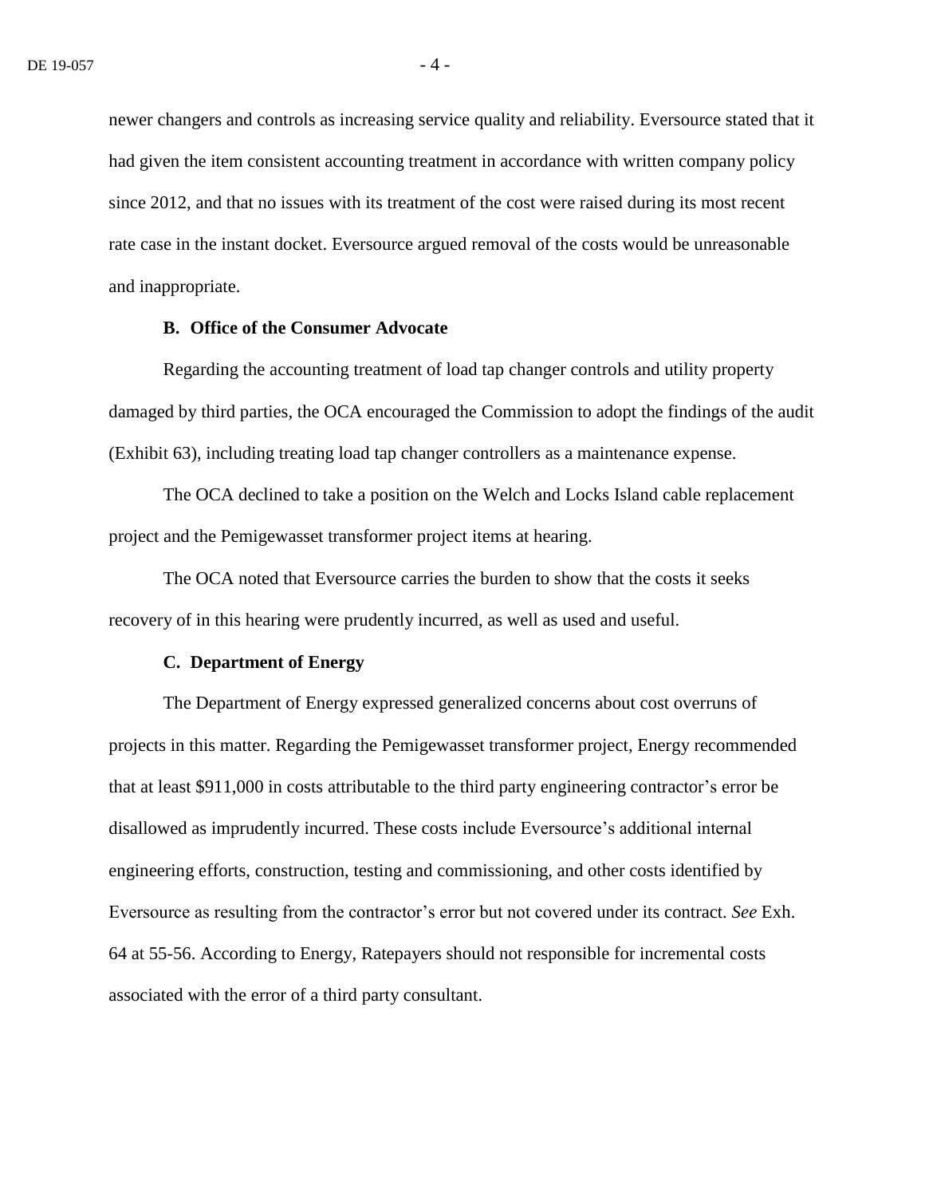newer changers and controls as increasing service quality and reliability. Eversource stated that it had given the item consistent accounting treatment in accordance with written company policy since 2012, and that no issues with its treatment of the cost were raised during its most recent rate case in the instant docket. Eversource argued removal of the costs would be unreasonable and inappropriate.

### B. Office of the Consumer Advocate

Regarding the accounting treatment of load tap changer controls and utility property damaged by third parties, the OCA encouraged the Commission to adopt the findings of the audit (Exhibit 63), including treating load tap changer controllers as a maintenance expense.

The OCA declined to take a position on the Welch and Locks Island cable replacement project and the Pemigewasset transformer project items at hearing.

The OCA noted that Eversource carries the burden to show that the costs it seeks recovery of in this hearing were prudently incurred, as well as used and useful.

### C. Department of Energy

The Department of Energy expressed generalized concerns about cost overruns of projects in this matter. Regarding the Pemigewasset transformer project, Energy recommended that at least $911,000 in costs attributable to the third party engineering contractor's error be disallowed as imprudently incurred. These costs include Eversource's additional internal engineering efforts, construction, testing and commissioning, and other costs identified by Eversource as resulting from the contractor's error but not covered under its contract. *See* Exh. 64 at 55-56. According to Energy, Ratepayers should not responsible for incremental costs associated with the error of a third party consultant.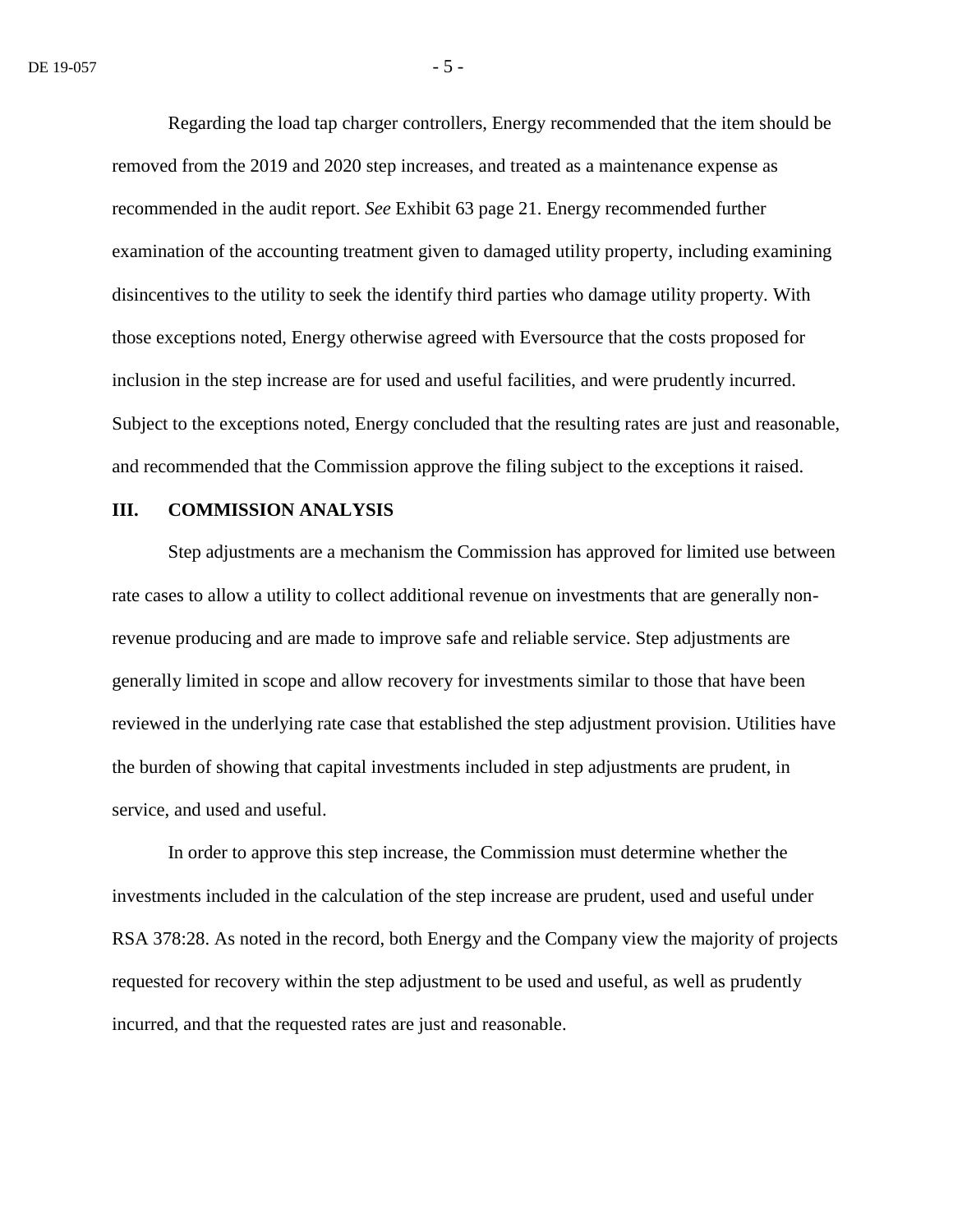Regarding the load tap charger controllers, Energy recommended that the item should be removed from the 2019 and 2020 step increases, and treated as a maintenance expense as recommended in the audit report. *See* Exhibit 63 page 21. Energy recommended further examination of the accounting treatment given to damaged utility property, including examining disincentives to the utility to seek the identify third parties who damage utility property. With those exceptions noted, Energy otherwise agreed with Eversource that the costs proposed for inclusion in the step increase are for used and useful facilities, and were prudently incurred. Subject to the exceptions noted, Energy concluded that the resulting rates are just and reasonable, and recommended that the Commission approve the filing subject to the exceptions it raised.

## III. COMMISSION ANALYSIS

Step adjustments are a mechanism the Commission has approved for limited use between rate cases to allow a utility to collect additional revenue on investments that are generally non-revenue producing and are made to improve safe and reliable service. Step adjustments are generally limited in scope and allow recovery for investments similar to those that have been reviewed in the underlying rate case that established the step adjustment provision. Utilities have the burden of showing that capital investments included in step adjustments are prudent, in service, and used and useful.

In order to approve this step increase, the Commission must determine whether the investments included in the calculation of the step increase are prudent, used and useful under RSA 378:28. As noted in the record, both Energy and the Company view the majority of projects requested for recovery within the step adjustment to be used and useful, as well as prudently incurred, and that the requested rates are just and reasonable.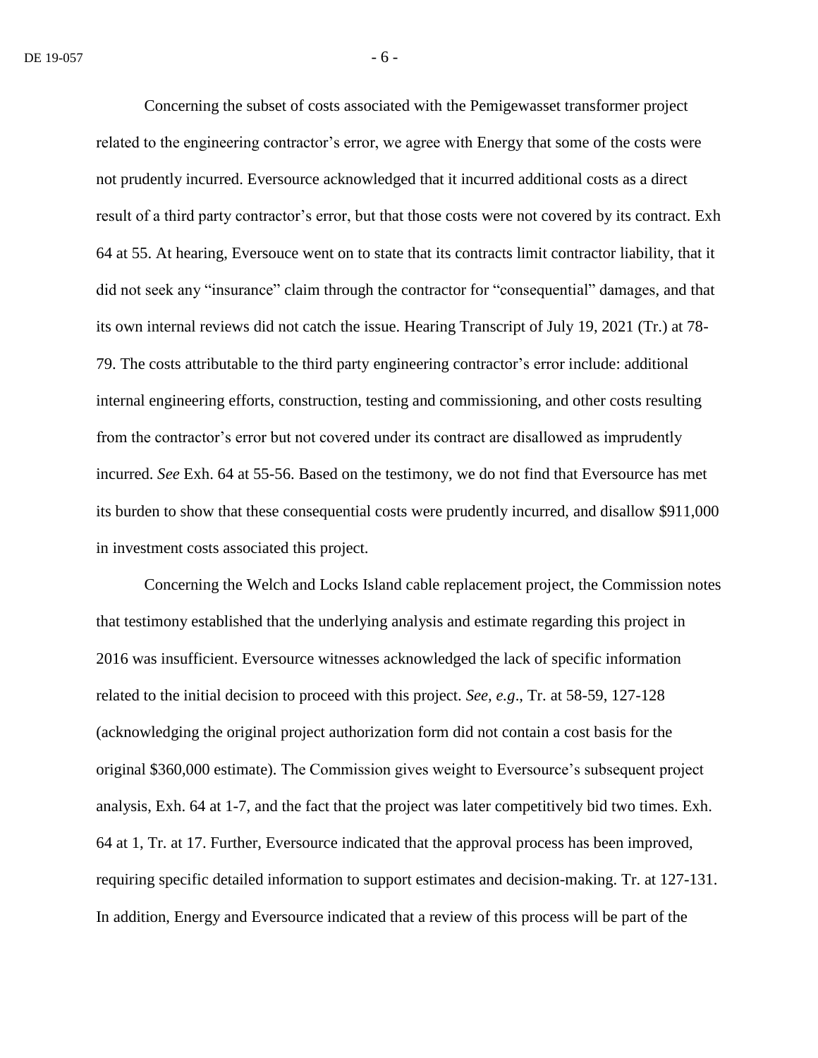Concerning the subset of costs associated with the Pemigewasset transformer project related to the engineering contractor's error, we agree with Energy that some of the costs were not prudently incurred. Eversource acknowledged that it incurred additional costs as a direct result of a third party contractor's error, but that those costs were not covered by its contract. Exh 64 at 55. At hearing, Eversouce went on to state that its contracts limit contractor liability, that it did not seek any "insurance" claim through the contractor for "consequential" damages, and that its own internal reviews did not catch the issue. Hearing Transcript of July 19, 2021 (Tr.) at 78-79. The costs attributable to the third party engineering contractor's error include: additional internal engineering efforts, construction, testing and commissioning, and other costs resulting from the contractor's error but not covered under its contract are disallowed as imprudently incurred. *See* Exh. 64 at 55-56. Based on the testimony, we do not find that Eversource has met its burden to show that these consequential costs were prudently incurred, and disallow $911,000 in investment costs associated this project.

Concerning the Welch and Locks Island cable replacement project, the Commission notes that testimony established that the underlying analysis and estimate regarding this project in 2016 was insufficient. Eversource witnesses acknowledged the lack of specific information related to the initial decision to proceed with this project. *See, e.g*., Tr. at 58-59, 127-128 (acknowledging the original project authorization form did not contain a cost basis for the original $360,000 estimate). The Commission gives weight to Eversource's subsequent project analysis, Exh. 64 at 1-7, and the fact that the project was later competitively bid two times. Exh. 64 at 1, Tr. at 17. Further, Eversource indicated that the approval process has been improved, requiring specific detailed information to support estimates and decision-making. Tr. at 127-131. In addition, Energy and Eversource indicated that a review of this process will be part of the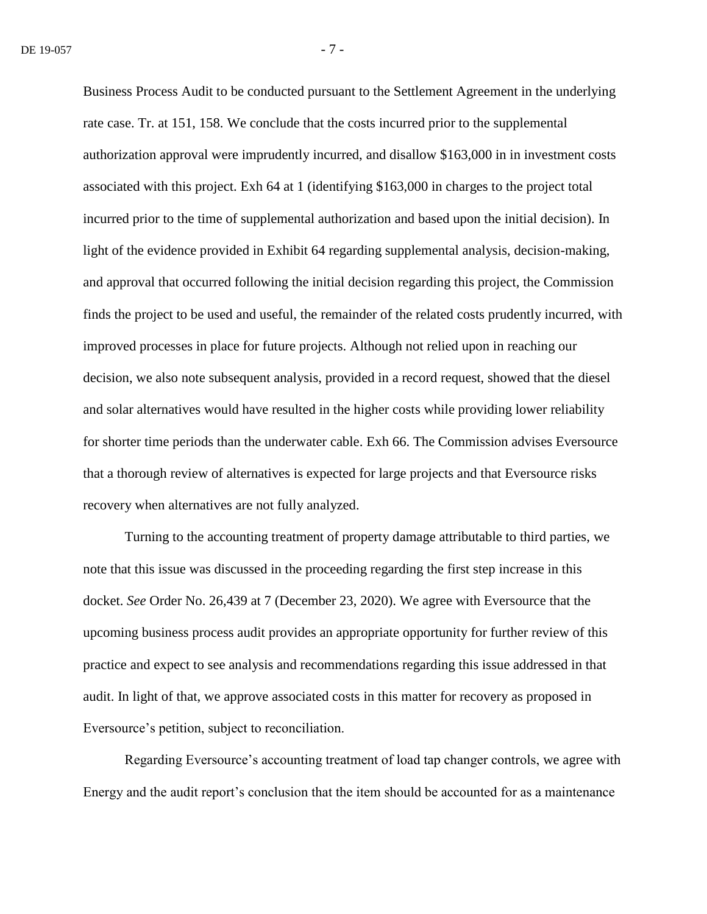Business Process Audit to be conducted pursuant to the Settlement Agreement in the underlying rate case. Tr. at 151, 158. We conclude that the costs incurred prior to the supplemental authorization approval were imprudently incurred, and disallow $163,000 in in investment costs associated with this project. Exh 64 at 1 (identifying $163,000 in charges to the project total incurred prior to the time of supplemental authorization and based upon the initial decision). In light of the evidence provided in Exhibit 64 regarding supplemental analysis, decision-making, and approval that occurred following the initial decision regarding this project, the Commission finds the project to be used and useful, the remainder of the related costs prudently incurred, with improved processes in place for future projects. Although not relied upon in reaching our decision, we also note subsequent analysis, provided in a record request, showed that the diesel and solar alternatives would have resulted in the higher costs while providing lower reliability for shorter time periods than the underwater cable. Exh 66. The Commission advises Eversource that a thorough review of alternatives is expected for large projects and that Eversource risks recovery when alternatives are not fully analyzed.

Turning to the accounting treatment of property damage attributable to third parties, we note that this issue was discussed in the proceeding regarding the first step increase in this docket. *See* Order No. 26,439 at 7 (December 23, 2020). We agree with Eversource that the upcoming business process audit provides an appropriate opportunity for further review of this practice and expect to see analysis and recommendations regarding this issue addressed in that audit. In light of that, we approve associated costs in this matter for recovery as proposed in Eversource's petition, subject to reconciliation.

Regarding Eversource's accounting treatment of load tap changer controls, we agree with Energy and the audit report's conclusion that the item should be accounted for as a maintenance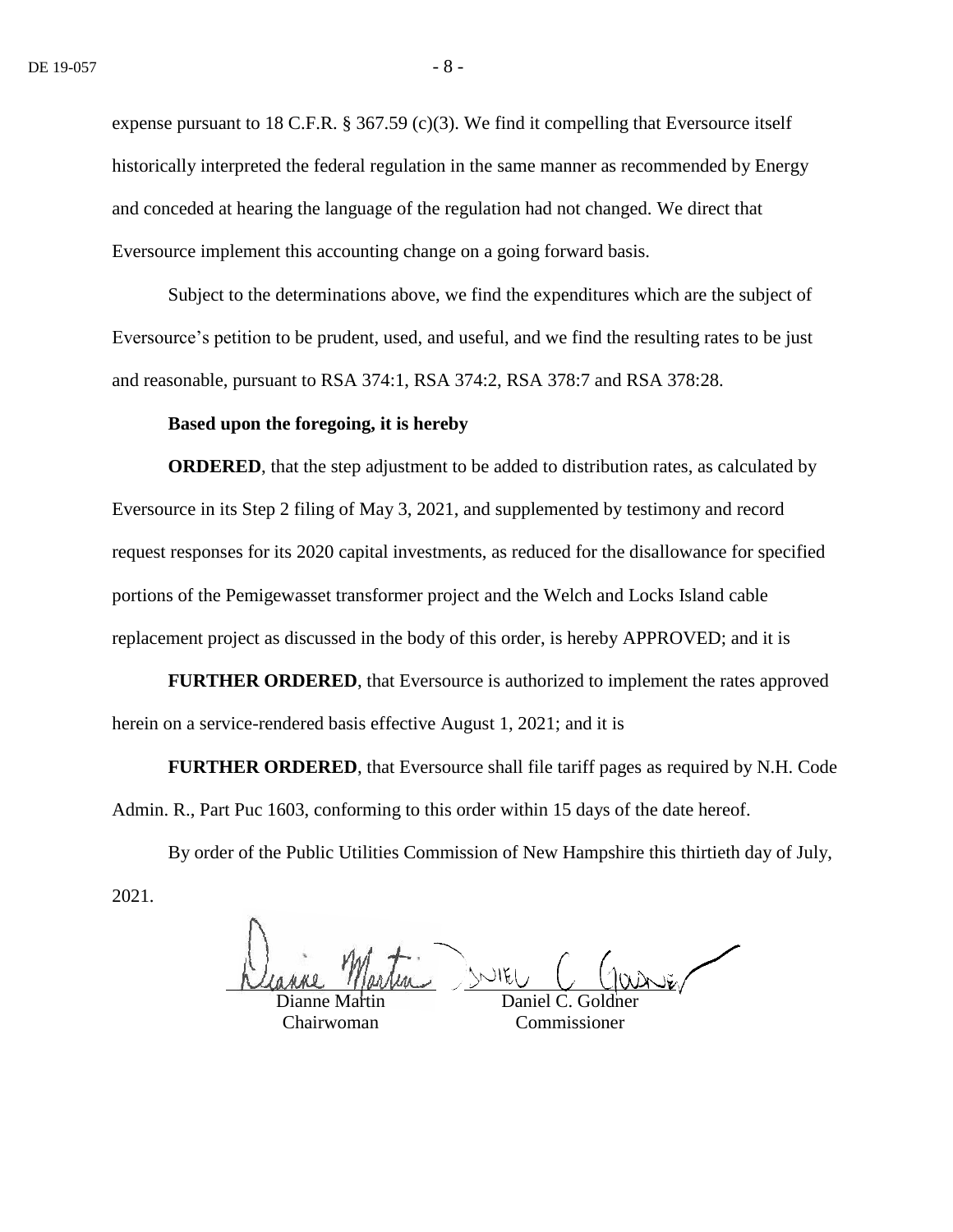expense pursuant to 18 C.F.R. § 367.59 (c)(3). We find it compelling that Eversource itself historically interpreted the federal regulation in the same manner as recommended by Energy and conceded at hearing the language of the regulation had not changed. We direct that Eversource implement this accounting change on a going forward basis.

Subject to the determinations above, we find the expenditures which are the subject of Eversource's petition to be prudent, used, and useful, and we find the resulting rates to be just and reasonable, pursuant to RSA 374:1, RSA 374:2, RSA 378:7 and RSA 378:28.

**Based upon the foregoing, it is hereby**

**ORDERED**, that the step adjustment to be added to distribution rates, as calculated by Eversource in its Step 2 filing of May 3, 2021, and supplemented by testimony and record request responses for its 2020 capital investments, as reduced for the disallowance for specified portions of the Pemigewasset transformer project and the Welch and Locks Island cable replacement project as discussed in the body of this order, is hereby APPROVED; and it is

**FURTHER ORDERED**, that Eversource is authorized to implement the rates approved herein on a service-rendered basis effective August 1, 2021; and it is

**FURTHER ORDERED**, that Eversource shall file tariff pages as required by N.H. Code Admin. R., Part Puc 1603, conforming to this order within 15 days of the date hereof.

By order of the Public Utilities Commission of New Hampshire this thirtieth day of July, 2021.

| Dianne Martin | Daniel C. Goldner |
| --- | --- |
| Chairwoman | Commissioner |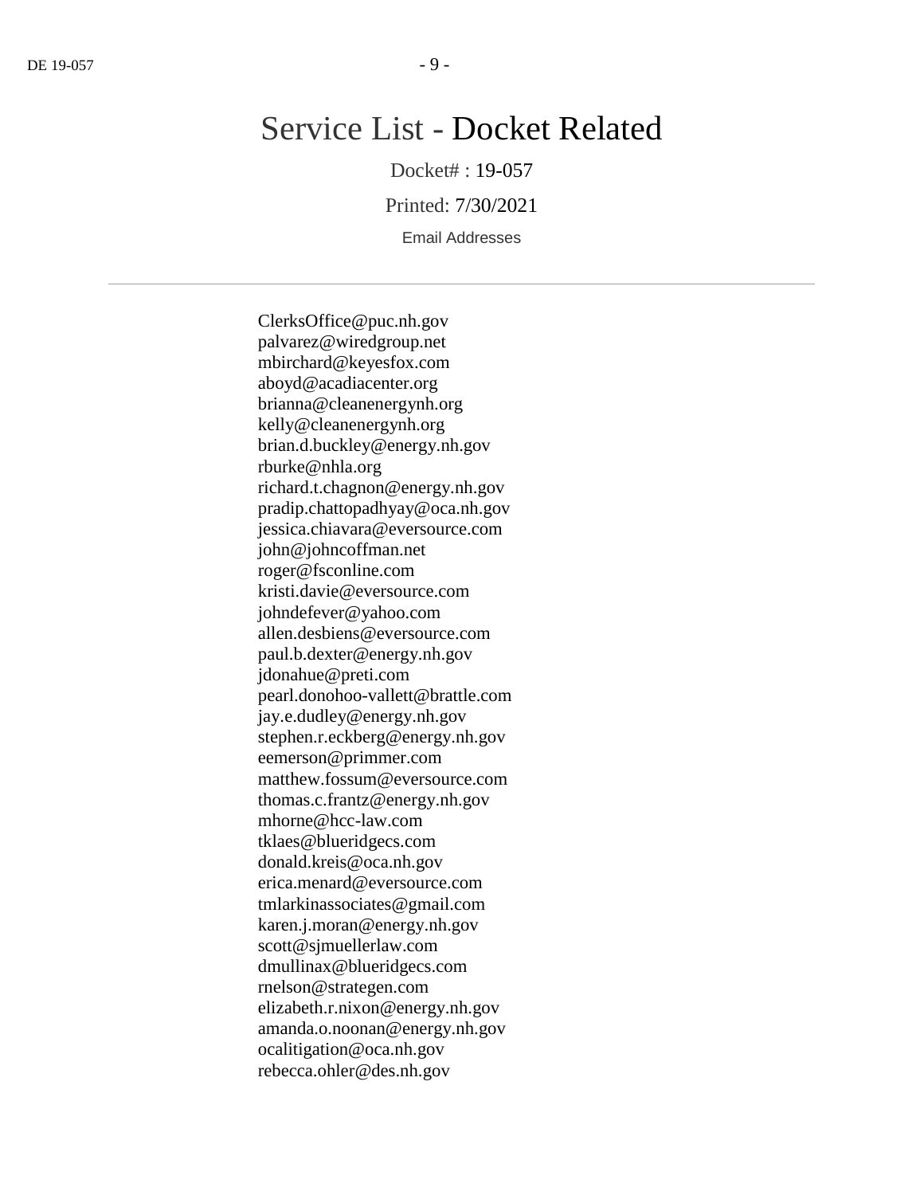# Service List - Docket Related

Docket# : 19-057

Printed: 7/30/2021

Email Addresses

---

ClerksOffice@puc.nh.gov
palvarez@wiredgroup.net
mbirchard@keyesfox.com
aboyd@acadiacenter.org
brianna@cleanenergynh.org
kelly@cleanenergynh.org
brian.d.buckley@energy.nh.gov
rburke@nhla.org
richard.t.chagnon@energy.nh.gov
pradip.chattopadhyay@oca.nh.gov
jessica.chiavara@eversource.com
john@johncoffman.net
roger@fsconline.com
kristi.davie@eversource.com
johndefever@yahoo.com
allen.desbiens@eversource.com
paul.b.dexter@energy.nh.gov
jdonahue@preti.com
pearl.donohoo-vallett@brattle.com
jay.e.dudley@energy.nh.gov
stephen.r.eckberg@energy.nh.gov
eemerson@primmer.com
matthew.fossum@eversource.com
thomas.c.frantz@energy.nh.gov
mhorne@hcc-law.com
tklaes@blueridgecs.com
donald.kreis@oca.nh.gov
erica.menard@eversource.com
tmlarkinassociates@gmail.com
karen.j.moran@energy.nh.gov
scott@sjmuellerlaw.com
dmullinax@blueridgecs.com
rnelson@strategen.com
elizabeth.r.nixon@energy.nh.gov
amanda.o.noonan@energy.nh.gov
ocalitigation@oca.nh.gov
rebecca.ohler@des.nh.gov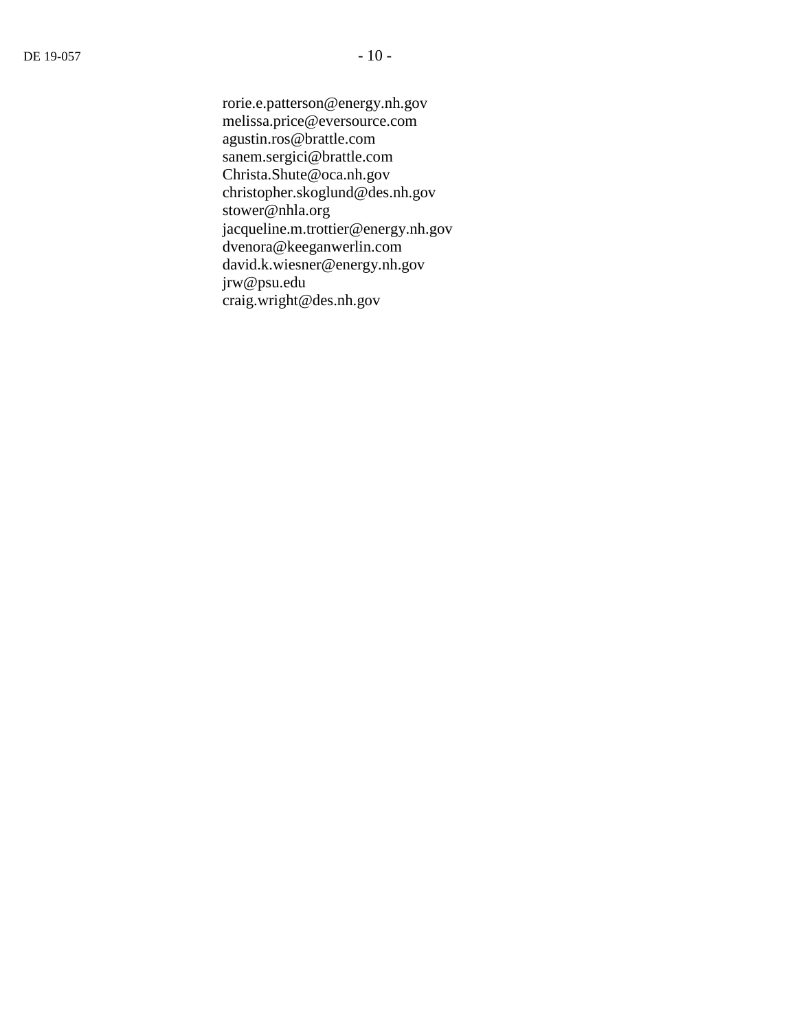rorie.e.patterson@energy.nh.gov
melissa.price@eversource.com
agustin.ros@brattle.com
sanem.sergici@brattle.com
Christa.Shute@oca.nh.gov
christopher.skoglund@des.nh.gov
stower@nhla.org
jacqueline.m.trottier@energy.nh.gov
dvenora@keeganwerlin.com
david.k.wiesner@energy.nh.gov
jrw@psu.edu
craig.wright@des.nh.gov